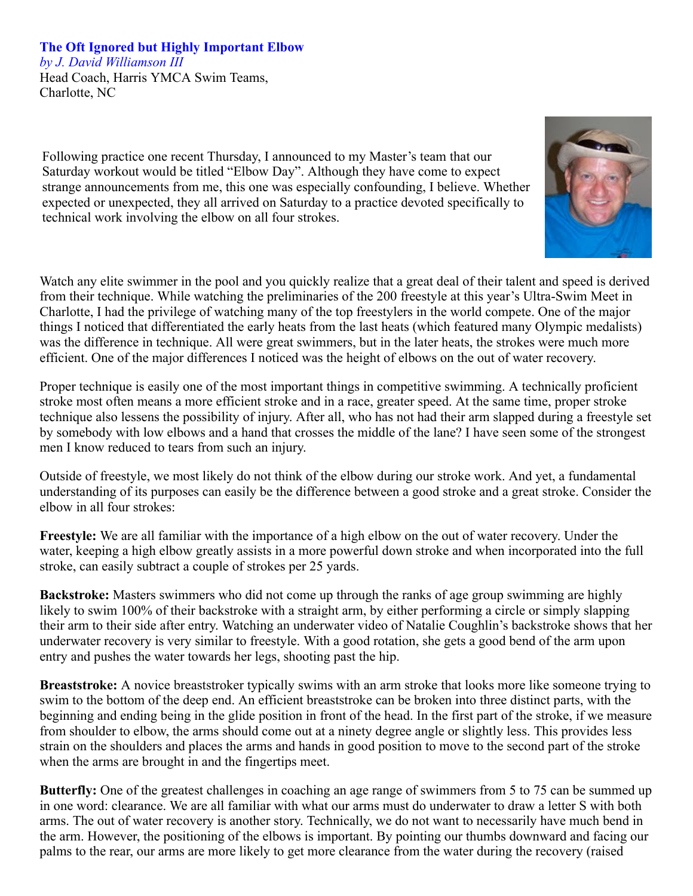# The Oft Ignored but Highly Important Elbow

*by J. David Williamson III*
Head Coach, Harris YMCA Swim Teams,
Charlotte, NC

Following practice one recent Thursday, I announced to my Master's team that our Saturday workout would be titled "Elbow Day". Although they have come to expect strange announcements from me, this one was especially confounding, I believe. Whether expected or unexpected, they all arrived on Saturday to a practice devoted specifically to technical work involving the elbow on all four strokes.

Watch any elite swimmer in the pool and you quickly realize that a great deal of their talent and speed is derived from their technique. While watching the preliminaries of the 200 freestyle at this year's Ultra-Swim Meet in Charlotte, I had the privilege of watching many of the top freestylers in the world compete. One of the major things I noticed that differentiated the early heats from the last heats (which featured many Olympic medalists) was the difference in technique. All were great swimmers, but in the later heats, the strokes were much more efficient. One of the major differences I noticed was the height of elbows on the out of water recovery.

Proper technique is easily one of the most important things in competitive swimming. A technically proficient stroke most often means a more efficient stroke and in a race, greater speed. At the same time, proper stroke technique also lessens the possibility of injury. After all, who has not had their arm slapped during a freestyle set by somebody with low elbows and a hand that crosses the middle of the lane? I have seen some of the strongest men I know reduced to tears from such an injury.

Outside of freestyle, we most likely do not think of the elbow during our stroke work. And yet, a fundamental understanding of its purposes can easily be the difference between a good stroke and a great stroke. Consider the elbow in all four strokes:

**Freestyle:** We are all familiar with the importance of a high elbow on the out of water recovery. Under the water, keeping a high elbow greatly assists in a more powerful down stroke and when incorporated into the full stroke, can easily subtract a couple of strokes per 25 yards.

**Backstroke:** Masters swimmers who did not come up through the ranks of age group swimming are highly likely to swim 100% of their backstroke with a straight arm, by either performing a circle or simply slapping their arm to their side after entry. Watching an underwater video of Natalie Coughlin's backstroke shows that her underwater recovery is very similar to freestyle. With a good rotation, she gets a good bend of the arm upon entry and pushes the water towards her legs, shooting past the hip.

**Breaststroke:** A novice breaststroker typically swims with an arm stroke that looks more like someone trying to swim to the bottom of the deep end. An efficient breaststroke can be broken into three distinct parts, with the beginning and ending being in the glide position in front of the head. In the first part of the stroke, if we measure from shoulder to elbow, the arms should come out at a ninety degree angle or slightly less. This provides less strain on the shoulders and places the arms and hands in good position to move to the second part of the stroke when the arms are brought in and the fingertips meet.

**Butterfly:** One of the greatest challenges in coaching an age range of swimmers from 5 to 75 can be summed up in one word: clearance. We are all familiar with what our arms must do underwater to draw a letter S with both arms. The out of water recovery is another story. Technically, we do not want to necessarily have much bend in the arm. However, the positioning of the elbows is important. By pointing our thumbs downward and facing our palms to the rear, our arms are more likely to get more clearance from the water during the recovery (raised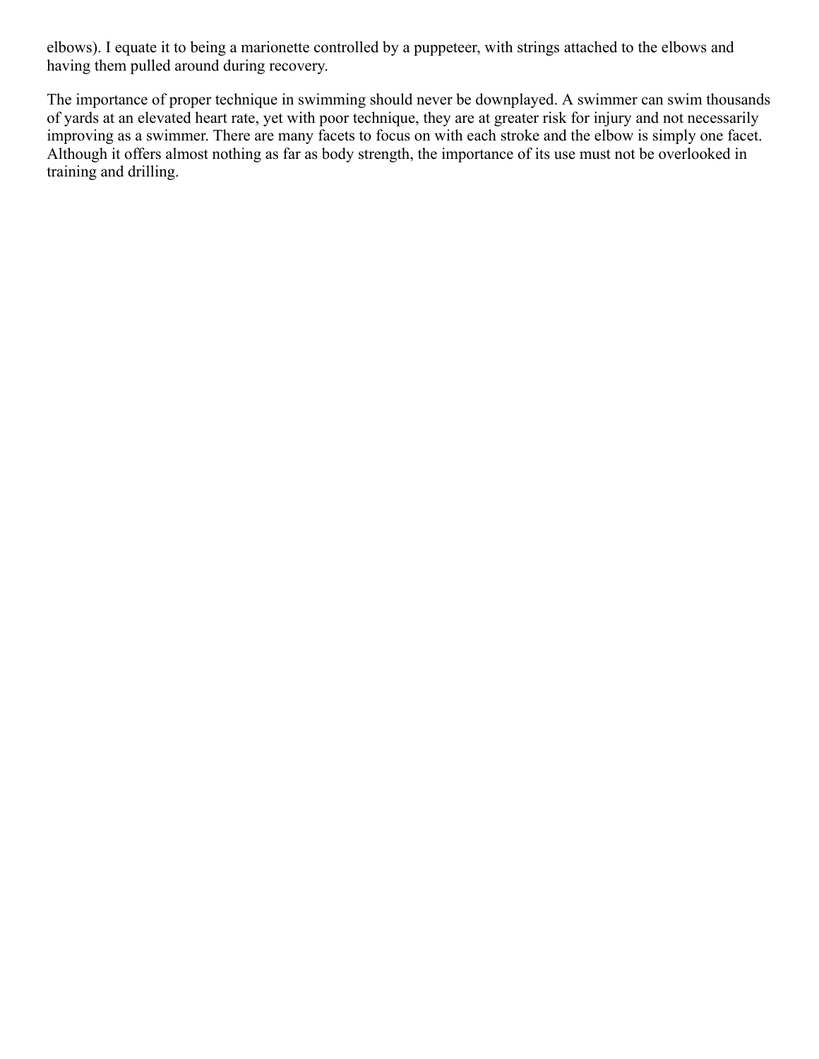elbows). I equate it to being a marionette controlled by a puppeteer, with strings attached to the elbows and having them pulled around during recovery.

The importance of proper technique in swimming should never be downplayed. A swimmer can swim thousands of yards at an elevated heart rate, yet with poor technique, they are at greater risk for injury and not necessarily improving as a swimmer. There are many facets to focus on with each stroke and the elbow is simply one facet. Although it offers almost nothing as far as body strength, the importance of its use must not be overlooked in training and drilling.